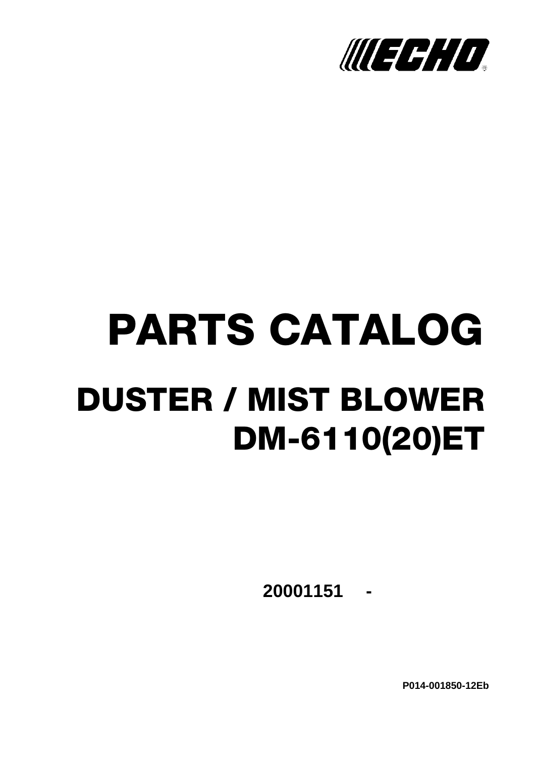ECHO®

# PARTS CATALOG

## DUSTER / MIST BLOWER
## DM-6110(20)ET

**20001151 -**

**P014-001850-12Eb**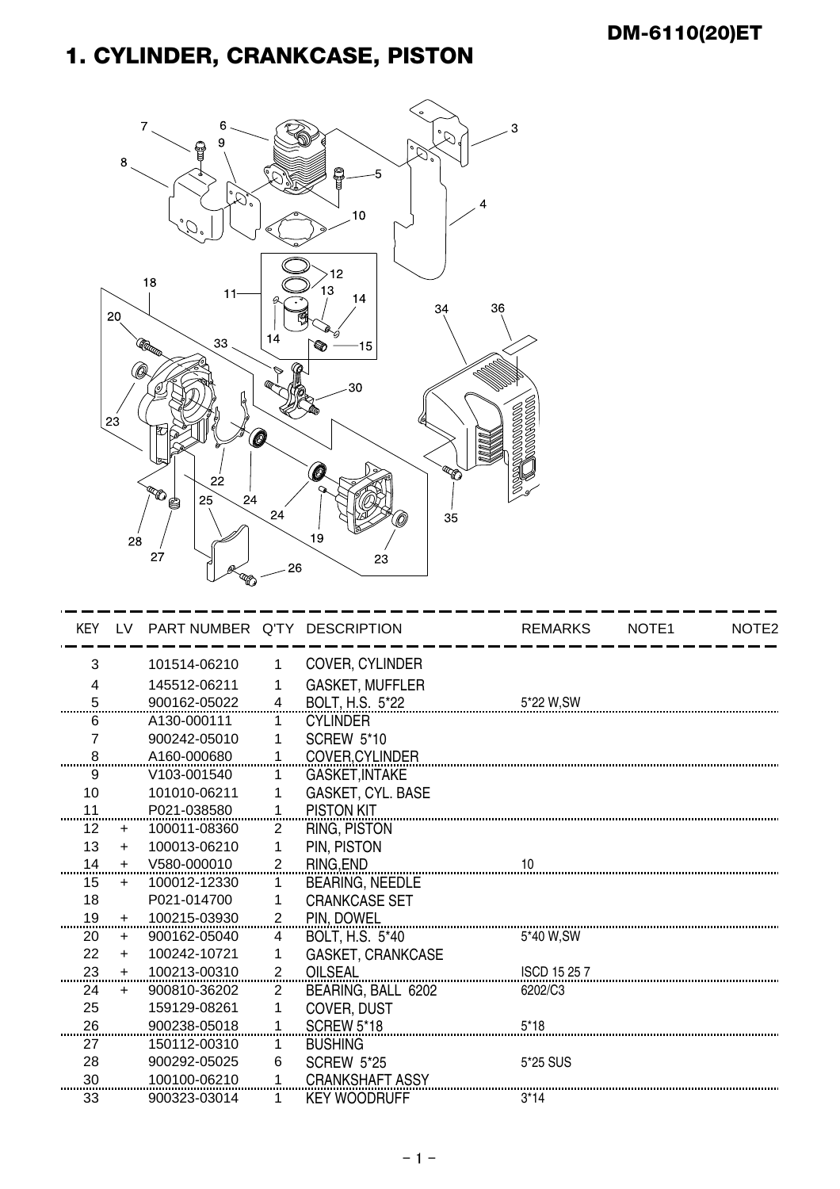## DM-6110(20)ET

# 1. CYLINDER, CRANKCASE, PISTON

| KEY | LV | PART NUMBER | Q'TY | DESCRIPTION | REMARKS | NOTE1 | NOTE2 |
|---|---|---|---|---|---|---|---|
| 3 | | 101514-06210 | 1 | COVER, CYLINDER | | | |
| 4 | | 145512-06211 | 1 | GASKET, MUFFLER | | | |
| 5 | | 900162-05022 | 4 | BOLT, H.S. 5*22 | 5*22 W,SW | | |
| 6 | | A130-000111 | 1 | CYLINDER | | | |
| 7 | | 900242-05010 | 1 | SCREW 5*10 | | | |
| 8 | | A160-000680 | 1 | COVER,CYLINDER | | | |
| 9 | | V103-001540 | 1 | GASKET,INTAKE | | | |
| 10 | | 101010-06211 | 1 | GASKET, CYL. BASE | | | |
| 11 | | P021-038580 | 1 | PISTON KIT | | | |
| 12 | + | 100011-08360 | 2 | RING, PISTON | | | |
| 13 | + | 100013-06210 | 1 | PIN, PISTON | | | |
| 14 | + | V580-000010 | 2 | RING,END | 10 | | |
| 15 | + | 100012-12330 | 1 | BEARING, NEEDLE | | | |
| 18 | | P021-014700 | 1 | CRANKCASE SET | | | |
| 19 | + | 100215-03930 | 2 | PIN, DOWEL | | | |
| 20 | + | 900162-05040 | 4 | BOLT, H.S. 5*40 | 5*40 W,SW | | |
| 22 | + | 100242-10721 | 1 | GASKET, CRANKCASE | | | |
| 23 | + | 100213-00310 | 2 | OILSEAL | ISCD 15 25 7 | | |
| 24 | + | 900810-36202 | 2 | BEARING, BALL 6202 | 6202/C3 | | |
| 25 | | 159129-08261 | 1 | COVER, DUST | | | |
| 26 | | 900238-05018 | 1 | SCREW 5*18 | 5*18 | | |
| 27 | | 150112-00310 | 1 | BUSHING | | | |
| 28 | | 900292-05025 | 6 | SCREW 5*25 | 5*25 SUS | | |
| 30 | | 100100-06210 | 1 | CRANKSHAFT ASSY | | | |
| 33 | | 900323-03014 | 1 | KEY WOODRUFF | 3*14 | | |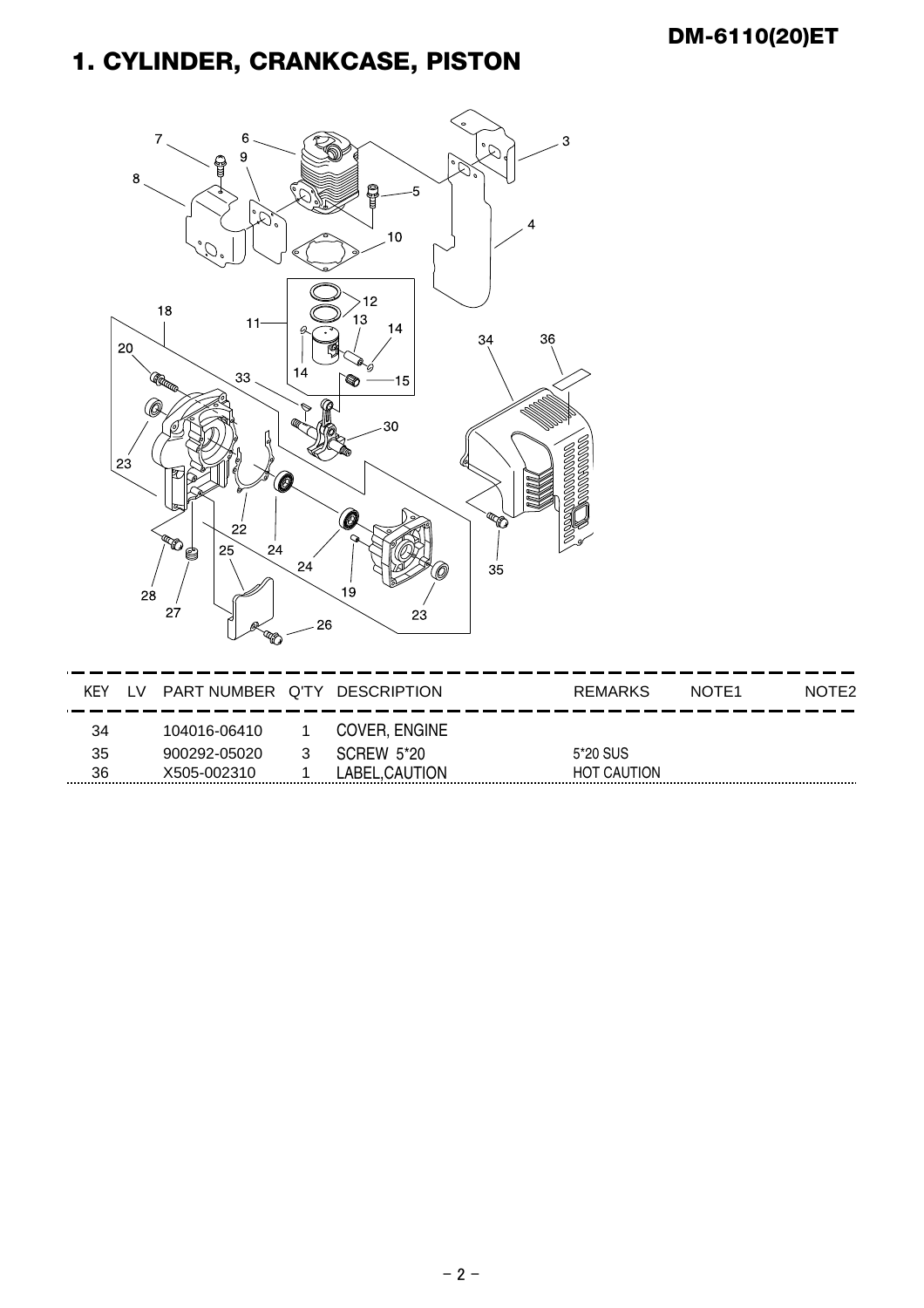# 1. CYLINDER, CRANKCASE, PISTON

| KEY | LV | PART NUMBER | Q'TY | DESCRIPTION | REMARKS | NOTE1 | NOTE2 |
|---|---|---|---|---|---|---|---|
| 34 | | 104016-06410 | 1 | COVER, ENGINE | | | |
| 35 | | 900292-05020 | 3 | SCREW 5*20 | 5*20 SUS | | |
| 36 | | X505-002310 | 1 | LABEL,CAUTION | HOT CAUTION | | |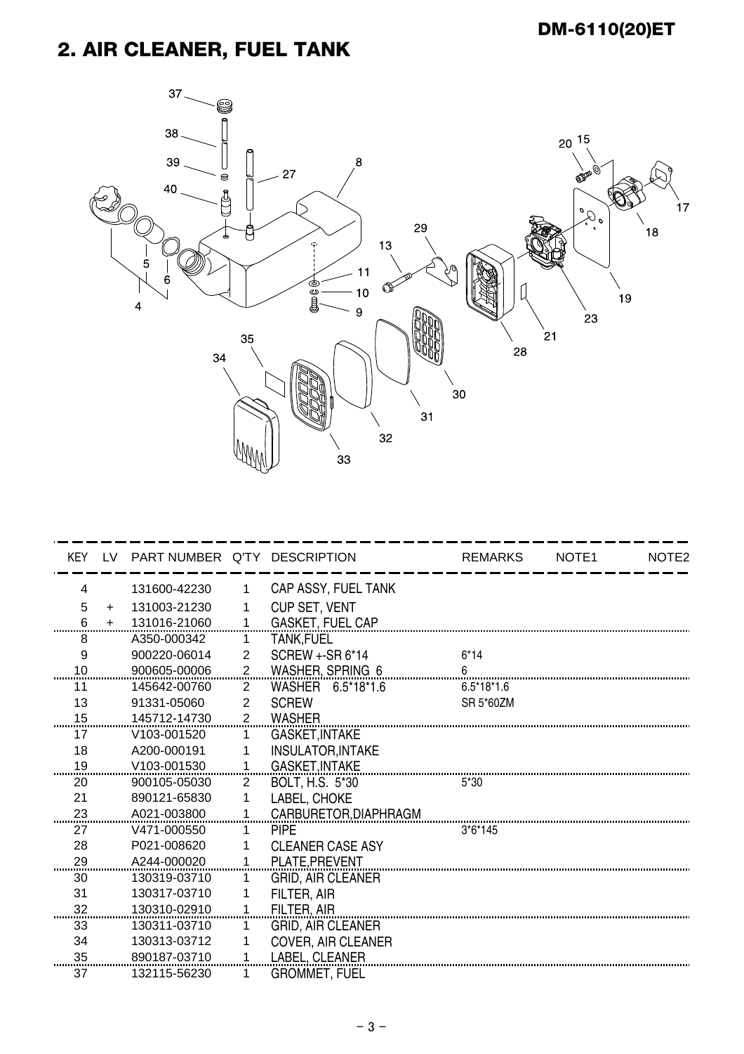## 2. AIR CLEANER, FUEL TANK

| KEY | LV | PART NUMBER | Q'TY | DESCRIPTION | REMARKS | NOTE1 | NOTE2 |
|---|---|---|---|---|---|---|---|
| 4 | | 131600-42230 | 1 | CAP ASSY, FUEL TANK | | | |
| 5 | + | 131003-21230 | 1 | CUP SET, VENT | | | |
| 6 | + | 131016-21060 | 1 | GASKET, FUEL CAP | | | |
| 8 | | A350-000342 | 1 | TANK,FUEL | | | |
| 9 | | 900220-06014 | 2 | SCREW +-SR 6*14 | 6*14 | | |
| 10 | | 900605-00006 | 2 | WASHER, SPRING 6 | 6 | | |
| 11 | | 145642-00760 | 2 | WASHER 6.5*18*1.6 | 6.5*18*1.6 | | |
| 13 | | 91331-05060 | 2 | SCREW | SR 5*60ZM | | |
| 15 | | 145712-14730 | 2 | WASHER | | | |
| 17 | | V103-001520 | 1 | GASKET,INTAKE | | | |
| 18 | | A200-000191 | 1 | INSULATOR,INTAKE | | | |
| 19 | | V103-001530 | 1 | GASKET,INTAKE | | | |
| 20 | | 900105-05030 | 2 | BOLT, H.S. 5*30 | 5*30 | | |
| 21 | | 890121-65830 | 1 | LABEL, CHOKE | | | |
| 23 | | A021-003800 | 1 | CARBURETOR,DIAPHRAGM | | | |
| 27 | | V471-000550 | 1 | PIPE | 3*6*145 | | |
| 28 | | P021-008620 | 1 | CLEANER CASE ASY | | | |
| 29 | | A244-000020 | 1 | PLATE,PREVENT | | | |
| 30 | | 130319-03710 | 1 | GRID, AIR CLEANER | | | |
| 31 | | 130317-03710 | 1 | FILTER, AIR | | | |
| 32 | | 130310-02910 | 1 | FILTER, AIR | | | |
| 33 | | 130311-03710 | 1 | GRID, AIR CLEANER | | | |
| 34 | | 130313-03712 | 1 | COVER, AIR CLEANER | | | |
| 35 | | 890187-03710 | 1 | LABEL, CLEANER | | | |
| 37 | | 132115-56230 | 1 | GROMMET, FUEL | | | |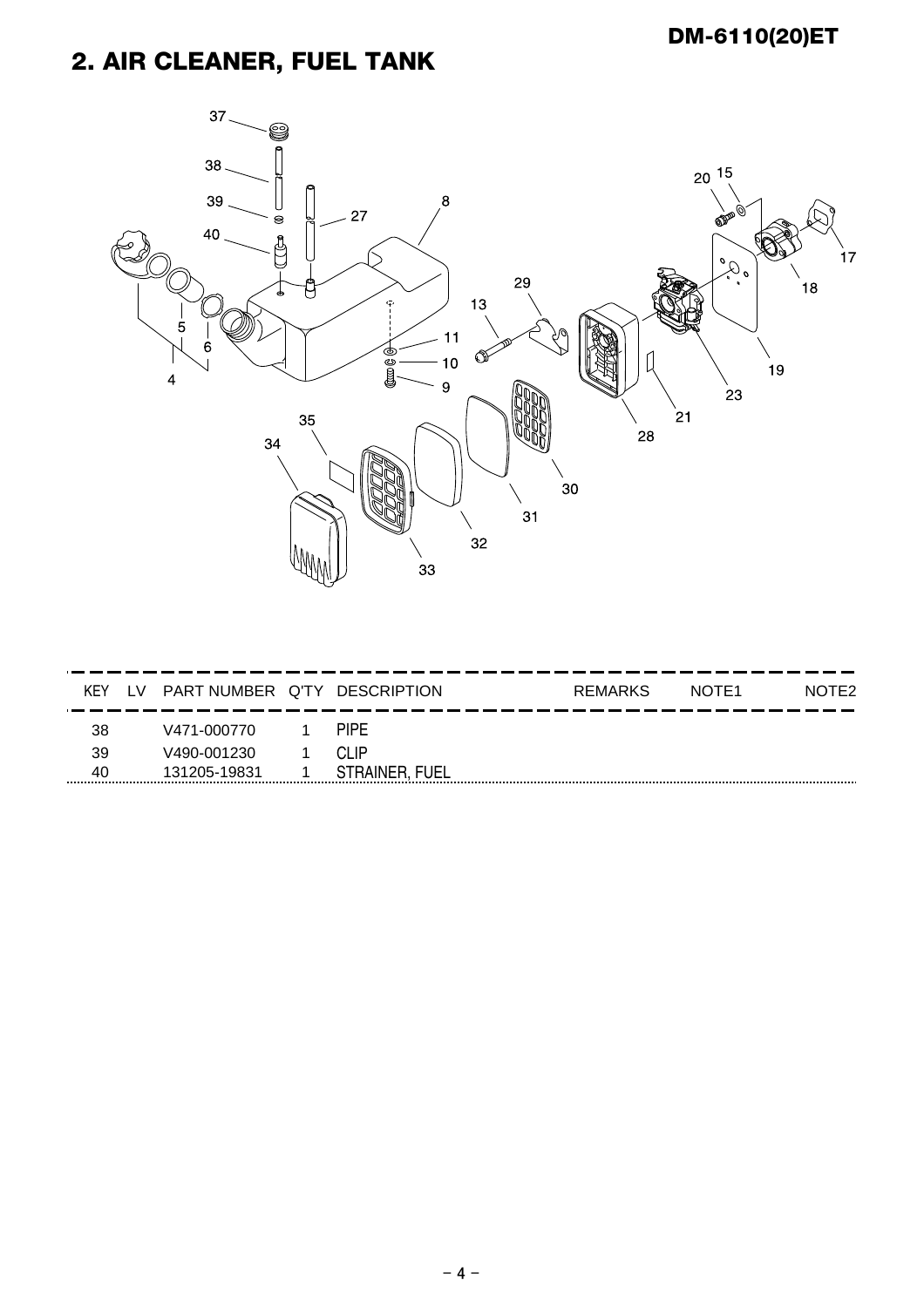## 2. AIR CLEANER, FUEL TANK

| KEY | LV | PART NUMBER | Q'TY | DESCRIPTION | REMARKS | NOTE1 | NOTE2 |
|---|---|---|---|---|---|---|---|
| 38 | | V471-000770 | 1 | PIPE | | | |
| 39 | | V490-001230 | 1 | CLIP | | | |
| 40 | | 131205-19831 | 1 | STRAINER, FUEL | | | |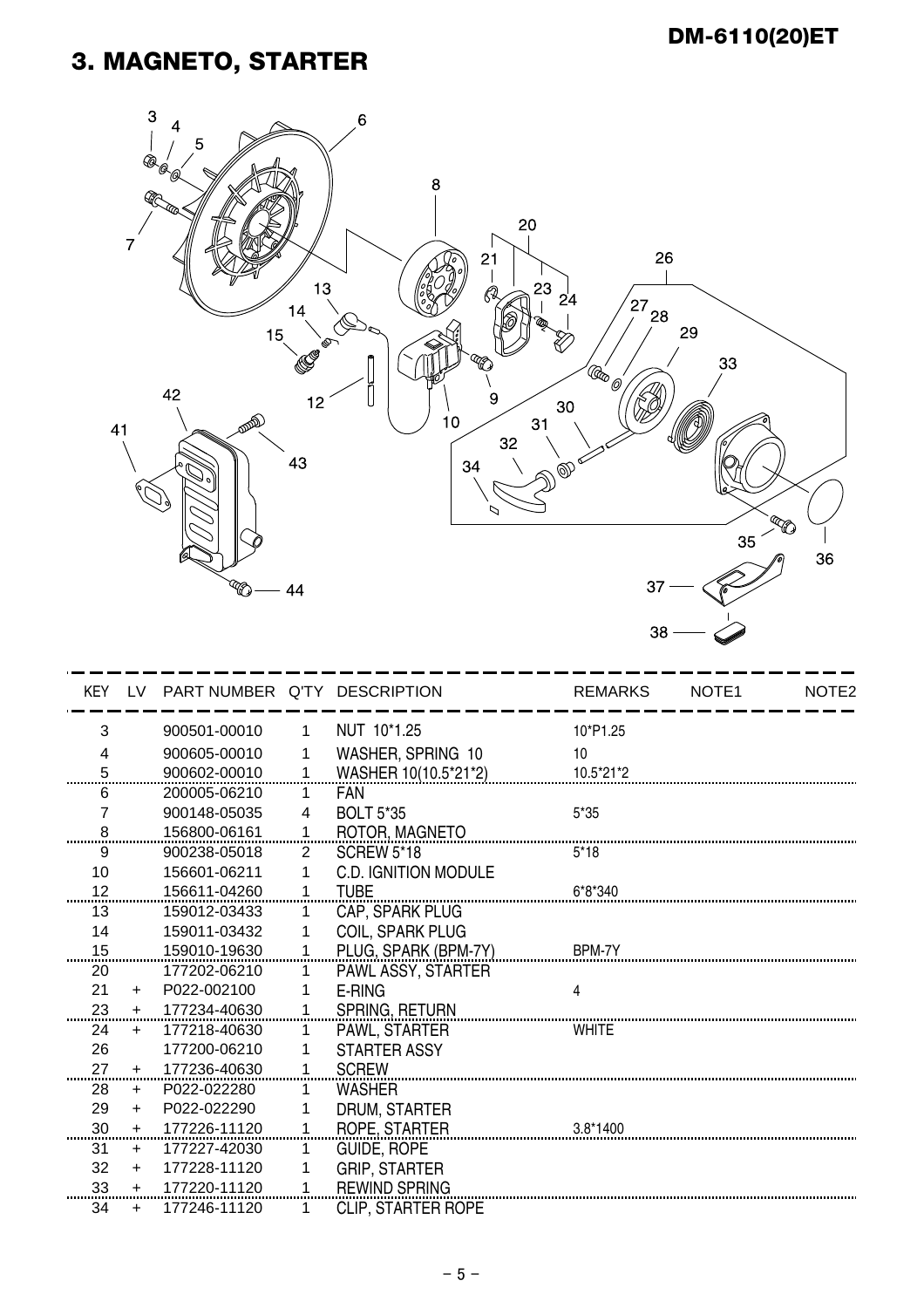# 3. MAGNETO, STARTER

| KEY | LV | PART NUMBER | Q'TY | DESCRIPTION | REMARKS | NOTE1 | NOTE2 |
|---|---|---|---|---|---|---|---|
| 3 | | 900501-00010 | 1 | NUT 10*1.25 | 10*P1.25 | | |
| 4 | | 900605-00010 | 1 | WASHER, SPRING 10 | 10 | | |
| 5 | | 900602-00010 | 1 | WASHER 10(10.5*21*2) | 10.5*21*2 | | |
| 6 | | 200005-06210 | 1 | FAN | | | |
| 7 | | 900148-05035 | 4 | BOLT 5*35 | 5*35 | | |
| 8 | | 156800-06161 | 1 | ROTOR, MAGNETO | | | |
| 9 | | 900238-05018 | 2 | SCREW 5*18 | 5*18 | | |
| 10 | | 156601-06211 | 1 | C.D. IGNITION MODULE | | | |
| 12 | | 156611-04260 | 1 | TUBE | 6*8*340 | | |
| 13 | | 159012-03433 | 1 | CAP, SPARK PLUG | | | |
| 14 | | 159011-03432 | 1 | COIL, SPARK PLUG | | | |
| 15 | | 159010-19630 | 1 | PLUG, SPARK (BPM-7Y) | BPM-7Y | | |
| 20 | | 177202-06210 | 1 | PAWL ASSY, STARTER | | | |
| 21 | + | P022-002100 | 1 | E-RING | 4 | | |
| 23 | + | 177234-40630 | 1 | SPRING, RETURN | | | |
| 24 | + | 177218-40630 | 1 | PAWL, STARTER | WHITE | | |
| 26 | | 177200-06210 | 1 | STARTER ASSY | | | |
| 27 | + | 177236-40630 | 1 | SCREW | | | |
| 28 | + | P022-022280 | 1 | WASHER | | | |
| 29 | + | P022-022290 | 1 | DRUM, STARTER | | | |
| 30 | + | 177226-11120 | 1 | ROPE, STARTER | 3.8*1400 | | |
| 31 | + | 177227-42030 | 1 | GUIDE, ROPE | | | |
| 32 | + | 177228-11120 | 1 | GRIP, STARTER | | | |
| 33 | + | 177220-11120 | 1 | REWIND SPRING | | | |
| 34 | + | 177246-11120 | 1 | CLIP, STARTER ROPE | | | |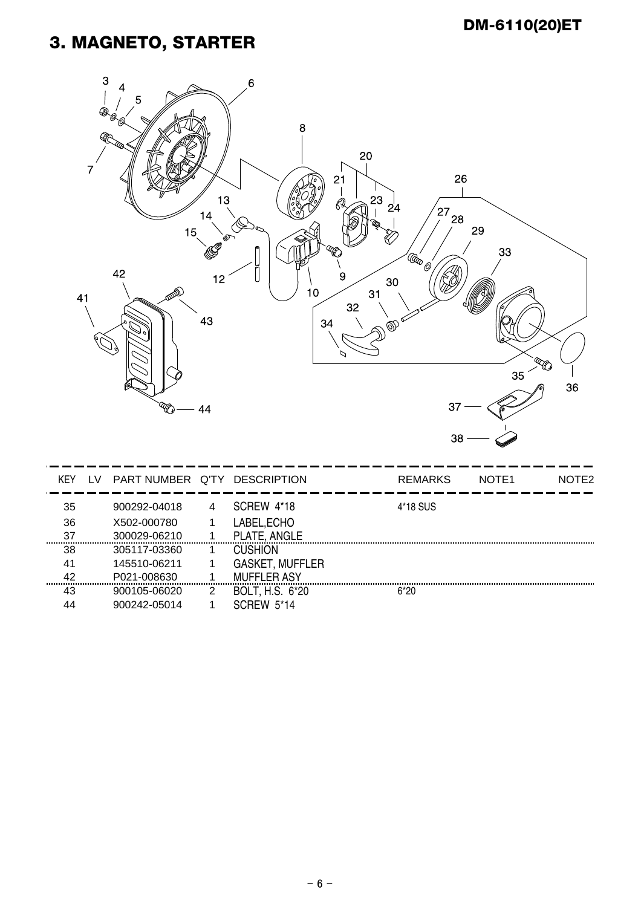# 3. MAGNETO, STARTER

| KEY | LV | PART NUMBER | Q'TY | DESCRIPTION | REMARKS | NOTE1 | NOTE2 |
|---|---|---|---|---|---|---|---|
| 35 | | 900292-04018 | 4 | SCREW 4*18 | 4*18 SUS | | |
| 36 | | X502-000780 | 1 | LABEL,ECHO | | | |
| 37 | | 300029-06210 | 1 | PLATE, ANGLE | | | |
| 38 | | 305117-03360 | 1 | CUSHION | | | |
| 41 | | 145510-06211 | 1 | GASKET, MUFFLER | | | |
| 42 | | P021-008630 | 1 | MUFFLER ASY | | | |
| 43 | | 900105-06020 | 2 | BOLT, H.S. 6*20 | 6*20 | | |
| 44 | | 900242-05014 | 1 | SCREW 5*14 | | | |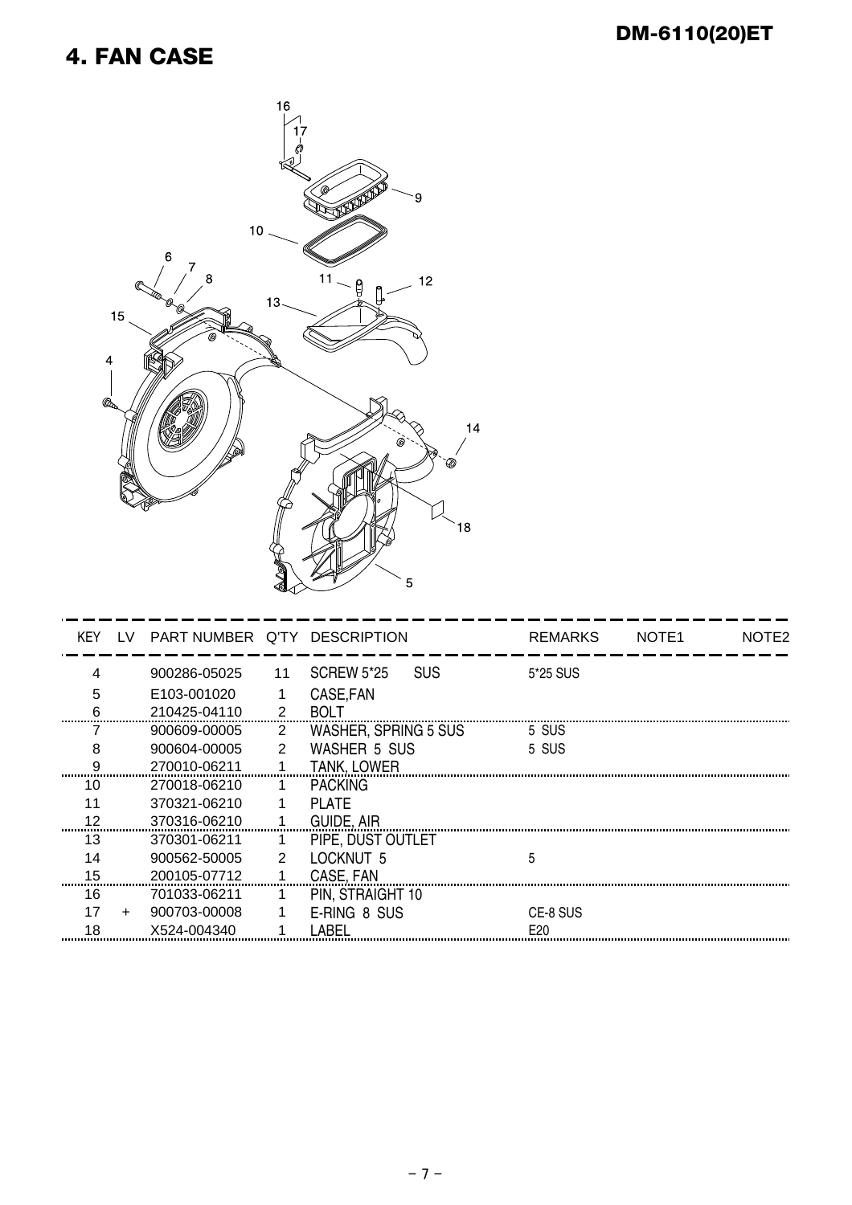# 4. FAN CASE

| KEY | LV | PART NUMBER | Q'TY | DESCRIPTION | REMARKS | NOTE1 | NOTE2 |
|---|---|---|---|---|---|---|---|
| 4 | | 900286-05025 | 11 | SCREW 5*25 SUS | 5*25 SUS | | |
| 5 | | E103-001020 | 1 | CASE,FAN | | | |
| 6 | | 210425-04110 | 2 | BOLT | | | |
| 7 | | 900609-00005 | 2 | WASHER, SPRING 5 SUS | 5 SUS | | |
| 8 | | 900604-00005 | 2 | WASHER 5 SUS | 5 SUS | | |
| 9 | | 270010-06211 | 1 | TANK, LOWER | | | |
| 10 | | 270018-06210 | 1 | PACKING | | | |
| 11 | | 370321-06210 | 1 | PLATE | | | |
| 12 | | 370316-06210 | 1 | GUIDE, AIR | | | |
| 13 | | 370301-06211 | 1 | PIPE, DUST OUTLET | | | |
| 14 | | 900562-50005 | 2 | LOCKNUT 5 | 5 | | |
| 15 | | 200105-07712 | 1 | CASE, FAN | | | |
| 16 | | 701033-06211 | 1 | PIN, STRAIGHT 10 | | | |
| 17 | + | 900703-00008 | 1 | E-RING 8 SUS | CE-8 SUS | | |
| 18 | | X524-004340 | 1 | LABEL | E20 | | |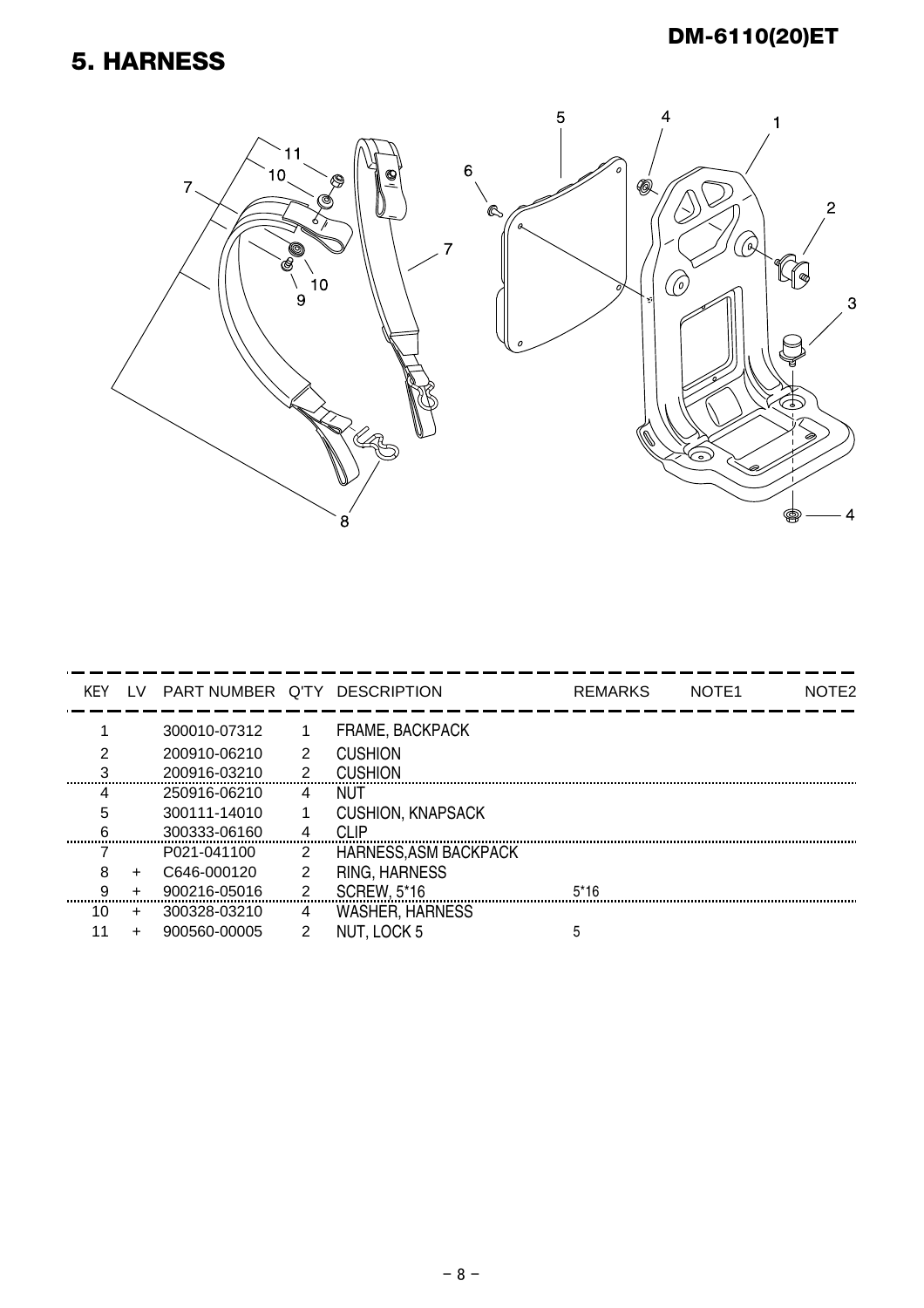# 5. HARNESS

| KEY | LV | PART NUMBER | Q'TY | DESCRIPTION | REMARKS | NOTE1 | NOTE2 |
|---|---|---|---|---|---|---|---|
| 1 | | 300010-07312 | 1 | FRAME, BACKPACK | | | |
| 2 | | 200910-06210 | 2 | CUSHION | | | |
| 3 | | 200916-03210 | 2 | CUSHION | | | |
| 4 | | 250916-06210 | 4 | NUT | | | |
| 5 | | 300111-14010 | 1 | CUSHION, KNAPSACK | | | |
| 6 | | 300333-06160 | 4 | CLIP | | | |
| 7 | | P021-041100 | 2 | HARNESS,ASM BACKPACK | | | |
| 8 | + | C646-000120 | 2 | RING, HARNESS | | | |
| 9 | + | 900216-05016 | 2 | SCREW, 5*16 | 5*16 | | |
| 10 | + | 300328-03210 | 4 | WASHER, HARNESS | | | |
| 11 | + | 900560-00005 | 2 | NUT, LOCK 5 | 5 | | |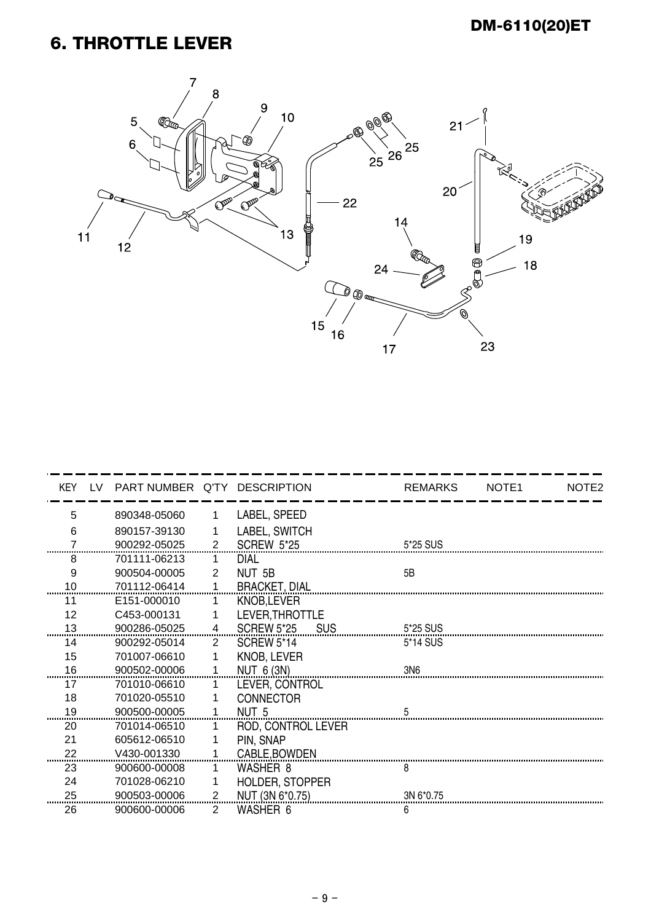## 6. THROTTLE LEVER

| KEY | LV | PART NUMBER | Q'TY | DESCRIPTION | REMARKS | NOTE1 | NOTE2 |
|---|---|---|---|---|---|---|---|
| 5 | | 890348-05060 | 1 | LABEL, SPEED | | | |
| 6 | | 890157-39130 | 1 | LABEL, SWITCH | | | |
| 7 | | 900292-05025 | 2 | SCREW 5*25 | 5*25 SUS | | |
| 8 | | 701111-06213 | 1 | DIAL | | | |
| 9 | | 900504-00005 | 2 | NUT 5B | 5B | | |
| 10 | | 701112-06414 | 1 | BRACKET, DIAL | | | |
| 11 | | E151-000010 | 1 | KNOB,LEVER | | | |
| 12 | | C453-000131 | 1 | LEVER,THROTTLE | | | |
| 13 | | 900286-05025 | 4 | SCREW 5*25 SUS | 5*25 SUS | | |
| 14 | | 900292-05014 | 2 | SCREW 5*14 | 5*14 SUS | | |
| 15 | | 701007-06610 | 1 | KNOB, LEVER | | | |
| 16 | | 900502-00006 | 1 | NUT 6 (3N) | 3N6 | | |
| 17 | | 701010-06610 | 1 | LEVER, CONTROL | | | |
| 18 | | 701020-05510 | 1 | CONNECTOR | | | |
| 19 | | 900500-00005 | 1 | NUT 5 | 5 | | |
| 20 | | 701014-06510 | 1 | ROD, CONTROL LEVER | | | |
| 21 | | 605612-06510 | 1 | PIN, SNAP | | | |
| 22 | | V430-001330 | 1 | CABLE,BOWDEN | | | |
| 23 | | 900600-00008 | 1 | WASHER 8 | 8 | | |
| 24 | | 701028-06210 | 1 | HOLDER, STOPPER | | | |
| 25 | | 900503-00006 | 2 | NUT (3N 6*0.75) | 3N 6*0.75 | | |
| 26 | | 900600-00006 | 2 | WASHER 6 | 6 | | |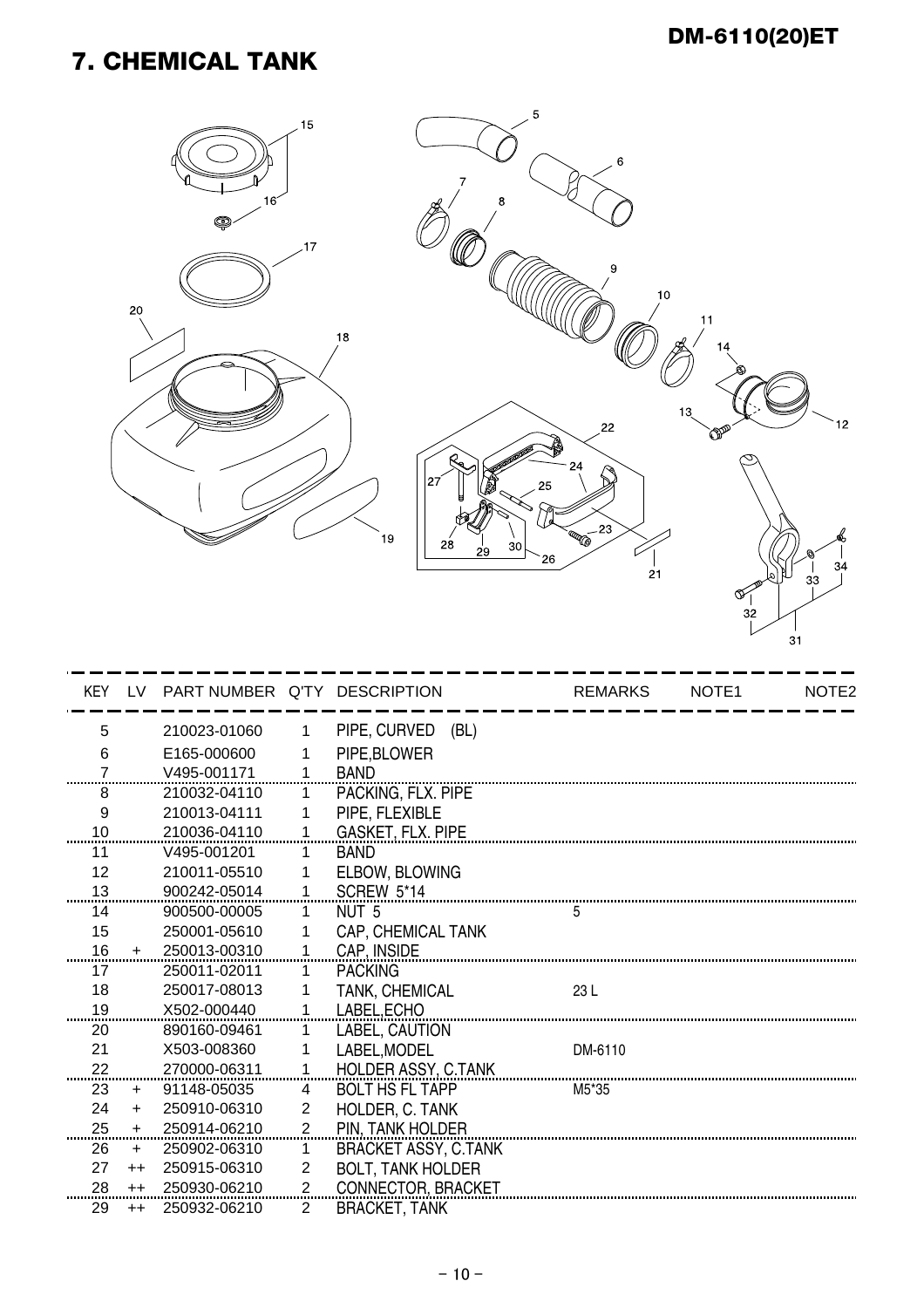# 7. CHEMICAL TANK

| KEY | LV | PART NUMBER | Q'TY | DESCRIPTION | REMARKS | NOTE1 | NOTE2 |
|---|---|---|---|---|---|---|---|
| 5 | | 210023-01060 | 1 | PIPE, CURVED (BL) | | | |
| 6 | | E165-000600 | 1 | PIPE,BLOWER | | | |
| 7 | | V495-001171 | 1 | BAND | | | |
| 8 | | 210032-04110 | 1 | PACKING, FLX. PIPE | | | |
| 9 | | 210013-04111 | 1 | PIPE, FLEXIBLE | | | |
| 10 | | 210036-04110 | 1 | GASKET, FLX. PIPE | | | |
| 11 | | V495-001201 | 1 | BAND | | | |
| 12 | | 210011-05510 | 1 | ELBOW, BLOWING | | | |
| 13 | | 900242-05014 | 1 | SCREW 5*14 | | | |
| 14 | | 900500-00005 | 1 | NUT 5 | 5 | | |
| 15 | | 250001-05610 | 1 | CAP, CHEMICAL TANK | | | |
| 16 | + | 250013-00310 | 1 | CAP, INSIDE | | | |
| 17 | | 250011-02011 | 1 | PACKING | | | |
| 18 | | 250017-08013 | 1 | TANK, CHEMICAL | 23 L | | |
| 19 | | X502-000440 | 1 | LABEL,ECHO | | | |
| 20 | | 890160-09461 | 1 | LABEL, CAUTION | | | |
| 21 | | X503-008360 | 1 | LABEL,MODEL | DM-6110 | | |
| 22 | | 270000-06311 | 1 | HOLDER ASSY, C.TANK | | | |
| 23 | + | 91148-05035 | 4 | BOLT HS FL TAPP | M5*35 | | |
| 24 | + | 250910-06310 | 2 | HOLDER, C. TANK | | | |
| 25 | + | 250914-06210 | 2 | PIN, TANK HOLDER | | | |
| 26 | + | 250902-06310 | 1 | BRACKET ASSY, C.TANK | | | |
| 27 | ++ | 250915-06310 | 2 | BOLT, TANK HOLDER | | | |
| 28 | ++ | 250930-06210 | 2 | CONNECTOR, BRACKET | | | |
| 29 | ++ | 250932-06210 | 2 | BRACKET, TANK | | | |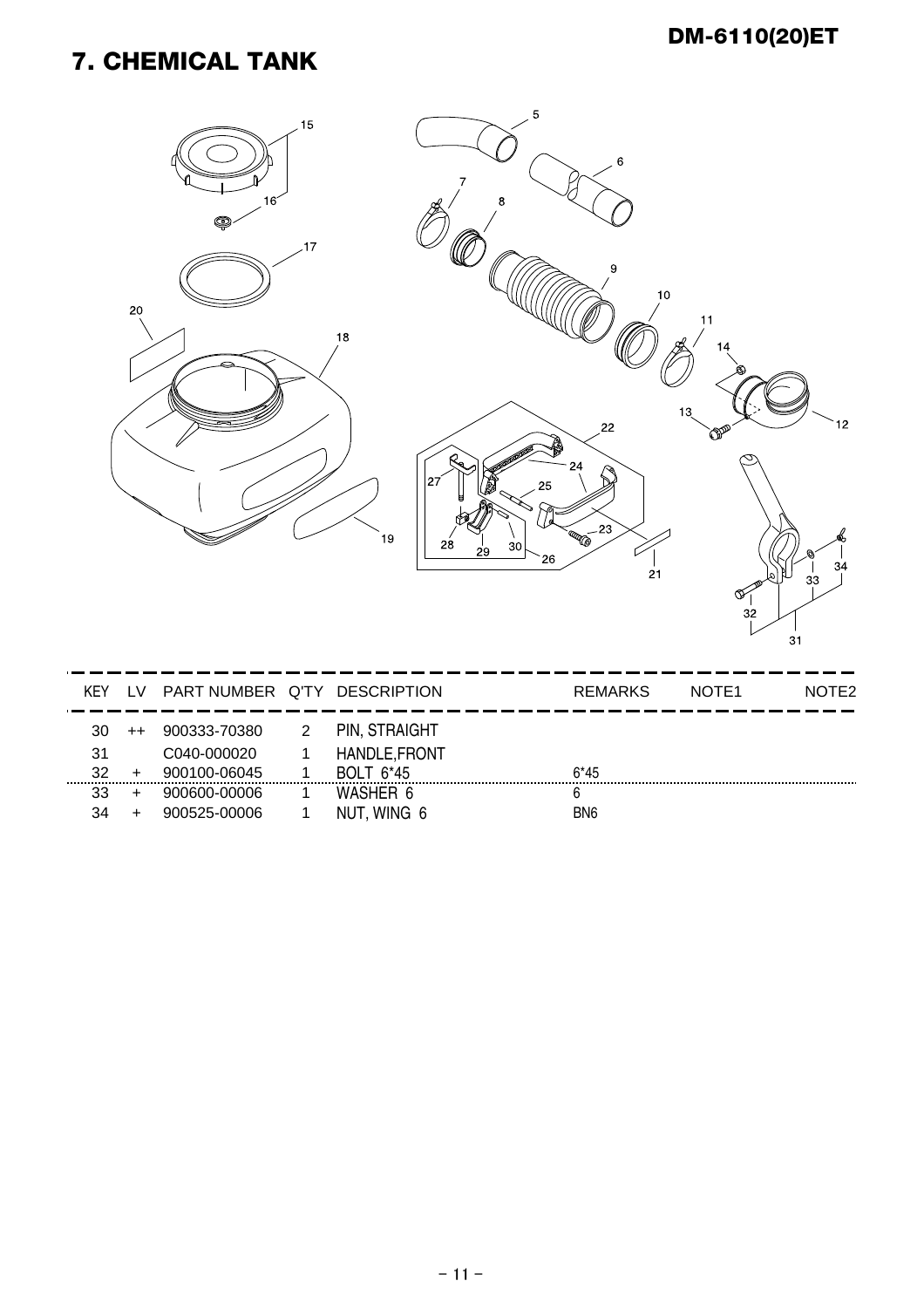# 7. CHEMICAL TANK

| KEY | LV | PART NUMBER | Q'TY | DESCRIPTION | REMARKS | NOTE1 | NOTE2 |
|---|---|---|---|---|---|---|---|
| 30 | ++ | 900333-70380 | 2 | PIN, STRAIGHT | | | |
| 31 | | C040-000020 | 1 | HANDLE,FRONT | | | |
| 32 | + | 900100-06045 | 1 | BOLT 6*45 | 6*45 | | |
| 33 | + | 900600-00006 | 1 | WASHER 6 | 6 | | |
| 34 | + | 900525-00006 | 1 | NUT, WING 6 | BN6 | | |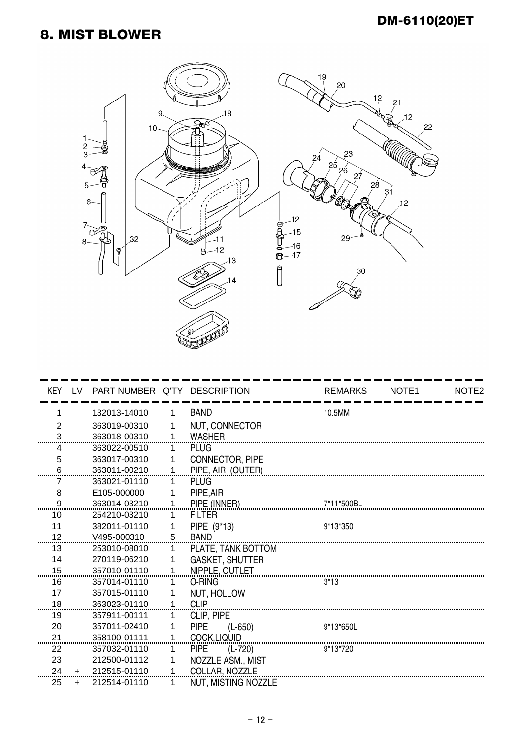# 8. MIST BLOWER

| KEY | LV | PART NUMBER | Q'TY | DESCRIPTION | REMARKS | NOTE1 | NOTE2 |
|---|---|---|---|---|---|---|---|
| 1 | | 132013-14010 | 1 | BAND | 10.5MM | | |
| 2 | | 363019-00310 | 1 | NUT, CONNECTOR | | | |
| 3 | | 363018-00310 | 1 | WASHER | | | |
| 4 | | 363022-00510 | 1 | PLUG | | | |
| 5 | | 363017-00310 | 1 | CONNECTOR, PIPE | | | |
| 6 | | 363011-00210 | 1 | PIPE, AIR (OUTER) | | | |
| 7 | | 363021-01110 | 1 | PLUG | | | |
| 8 | | E105-000000 | 1 | PIPE,AIR | | | |
| 9 | | 363014-03210 | 1 | PIPE (INNER) | 7*11*500BL | | |
| 10 | | 254210-03210 | 1 | FILTER | | | |
| 11 | | 382011-01110 | 1 | PIPE (9*13) | 9*13*350 | | |
| 12 | | V495-000310 | 5 | BAND | | | |
| 13 | | 253010-08010 | 1 | PLATE, TANK BOTTOM | | | |
| 14 | | 270119-06210 | 1 | GASKET, SHUTTER | | | |
| 15 | | 357010-01110 | 1 | NIPPLE, OUTLET | | | |
| 16 | | 357014-01110 | 1 | O-RING | 3*13 | | |
| 17 | | 357015-01110 | 1 | NUT, HOLLOW | | | |
| 18 | | 363023-01110 | 1 | CLIP | | | |
| 19 | | 357911-00111 | 1 | CLIP, PIPE | | | |
| 20 | | 357011-02410 | 1 | PIPE (L-650) | 9*13*650L | | |
| 21 | | 358100-01111 | 1 | COCK,LIQUID | | | |
| 22 | | 357032-01110 | 1 | PIPE (L-720) | 9*13*720 | | |
| 23 | | 212500-01112 | 1 | NOZZLE ASM., MIST | | | |
| 24 | + | 212515-01110 | 1 | COLLAR, NOZZLE | | | |
| 25 | + | 212514-01110 | 1 | NUT, MISTING NOZZLE | | | |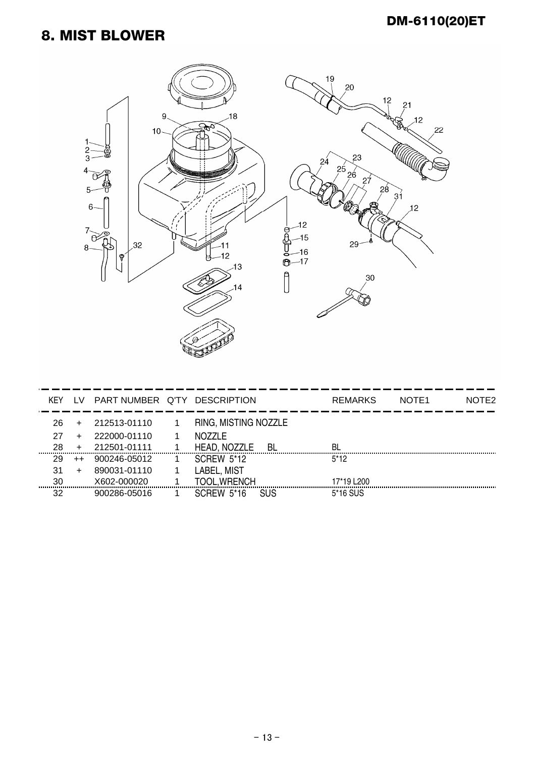# 8. MIST BLOWER

| KEY | LV | PART NUMBER | Q'TY | DESCRIPTION | REMARKS | NOTE1 | NOTE2 |
|---|---|---|---|---|---|---|---|
| 26 | + | 212513-01110 | 1 | RING, MISTING NOZZLE | | | |
| 27 | + | 222000-01110 | 1 | NOZZLE | | | |
| 28 | + | 212501-01111 | 1 | HEAD, NOZZLE BL | BL | | |
| 29 | ++ | 900246-05012 | 1 | SCREW 5*12 | 5*12 | | |
| 31 | + | 890031-01110 | 1 | LABEL, MIST | | | |
| 30 | | X602-000020 | 1 | TOOL,WRENCH | 17*19 L200 | | |
| 32 | | 900286-05016 | 1 | SCREW 5*16 SUS | 5*16 SUS | | |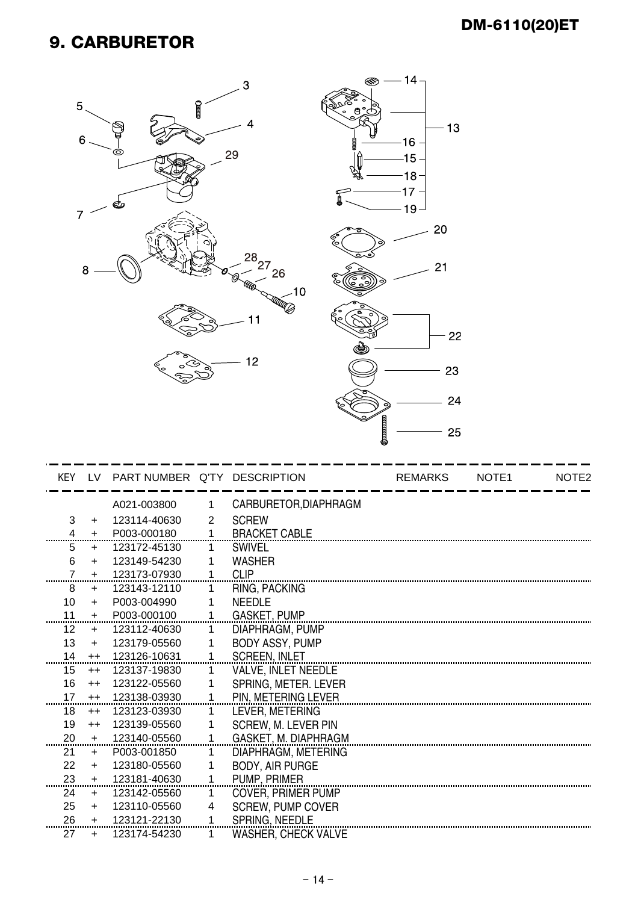# 9. CARBURETOR

| KEY | LV | PART NUMBER | Q'TY | DESCRIPTION | REMARKS | NOTE1 | NOTE2 |
|---|---|---|---|---|---|---|---|
| | | A021-003800 | 1 | CARBURETOR,DIAPHRAGM | | | |
| 3 | + | 123114-40630 | 2 | SCREW | | | |
| 4 | + | P003-000180 | 1 | BRACKET CABLE | | | |
| 5 | + | 123172-45130 | 1 | SWIVEL | | | |
| 6 | + | 123149-54230 | 1 | WASHER | | | |
| 7 | + | 123173-07930 | 1 | CLIP | | | |
| 8 | + | 123143-12110 | 1 | RING, PACKING | | | |
| 10 | + | P003-004990 | 1 | NEEDLE | | | |
| 11 | + | P003-000100 | 1 | GASKET, PUMP | | | |
| 12 | + | 123112-40630 | 1 | DIAPHRAGM, PUMP | | | |
| 13 | + | 123179-05560 | 1 | BODY ASSY, PUMP | | | |
| 14 | ++ | 123126-10631 | 1 | SCREEN, INLET | | | |
| 15 | ++ | 123137-19830 | 1 | VALVE, INLET NEEDLE | | | |
| 16 | ++ | 123122-05560 | 1 | SPRING, METER. LEVER | | | |
| 17 | ++ | 123138-03930 | 1 | PIN, METERING LEVER | | | |
| 18 | ++ | 123123-03930 | 1 | LEVER, METERING | | | |
| 19 | ++ | 123139-05560 | 1 | SCREW, M. LEVER PIN | | | |
| 20 | + | 123140-05560 | 1 | GASKET, M. DIAPHRAGM | | | |
| 21 | + | P003-001850 | 1 | DIAPHRAGM, METERING | | | |
| 22 | + | 123180-05560 | 1 | BODY, AIR PURGE | | | |
| 23 | + | 123181-40630 | 1 | PUMP, PRIMER | | | |
| 24 | + | 123142-05560 | 1 | COVER, PRIMER PUMP | | | |
| 25 | + | 123110-05560 | 4 | SCREW, PUMP COVER | | | |
| 26 | + | 123121-22130 | 1 | SPRING, NEEDLE | | | |
| 27 | + | 123174-54230 | 1 | WASHER, CHECK VALVE | | | |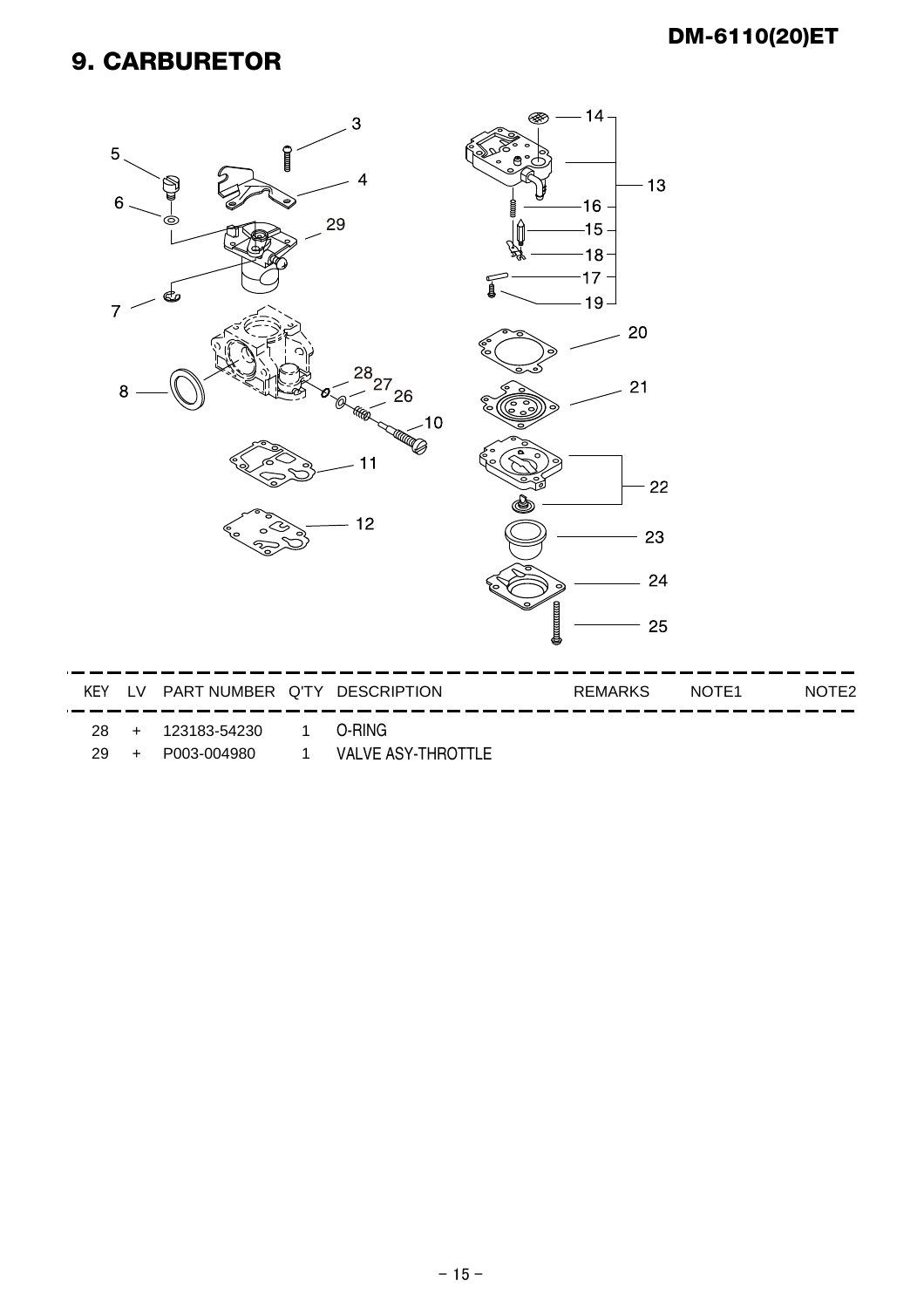## 9. CARBURETOR

| KEY | LV | PART NUMBER | Q'TY | DESCRIPTION | REMARKS | NOTE1 | NOTE2 |
|---|---|---|---|---|---|---|---|
| 28 | + | 123183-54230 | 1 | O-RING | | | |
| 29 | + | P003-004980 | 1 | VALVE ASY-THROTTLE | | | |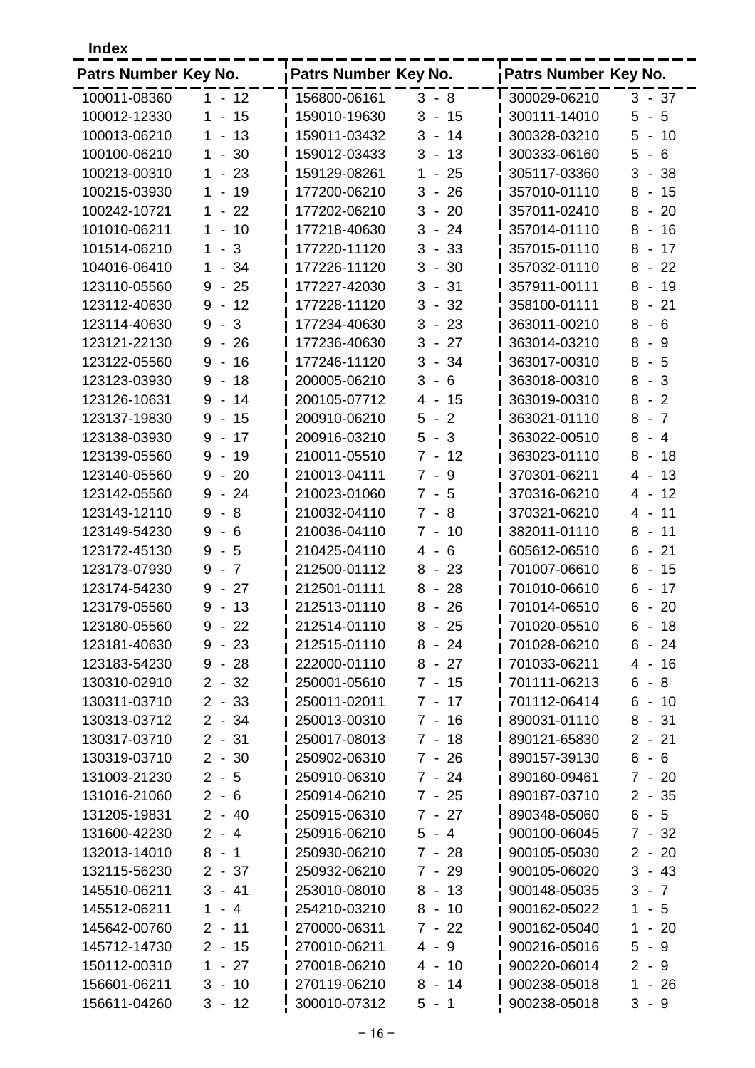**Index**

| Patrs Number | Key No. | Patrs Number | Key No. | Patrs Number | Key No. |
|---|---|---|---|---|---|
| 100011-08360 | 1 - 12 | 156800-06161 | 3 - 8 | 300029-06210 | 3 - 37 |
| 100012-12330 | 1 - 15 | 159010-19630 | 3 - 15 | 300111-14010 | 5 - 5 |
| 100013-06210 | 1 - 13 | 159011-03432 | 3 - 14 | 300328-03210 | 5 - 10 |
| 100100-06210 | 1 - 30 | 159012-03433 | 3 - 13 | 300333-06160 | 5 - 6 |
| 100213-00310 | 1 - 23 | 159129-08261 | 1 - 25 | 305117-03360 | 3 - 38 |
| 100215-03930 | 1 - 19 | 177200-06210 | 3 - 26 | 357010-01110 | 8 - 15 |
| 100242-10721 | 1 - 22 | 177202-06210 | 3 - 20 | 357011-02410 | 8 - 20 |
| 101010-06211 | 1 - 10 | 177218-40630 | 3 - 24 | 357014-01110 | 8 - 16 |
| 101514-06210 | 1 - 3 | 177220-11120 | 3 - 33 | 357015-01110 | 8 - 17 |
| 104016-06410 | 1 - 34 | 177226-11120 | 3 - 30 | 357032-01110 | 8 - 22 |
| 123110-05560 | 9 - 25 | 177227-42030 | 3 - 31 | 357911-00111 | 8 - 19 |
| 123112-40630 | 9 - 12 | 177228-11120 | 3 - 32 | 358100-01111 | 8 - 21 |
| 123114-40630 | 9 - 3 | 177234-40630 | 3 - 23 | 363011-00210 | 8 - 6 |
| 123121-22130 | 9 - 26 | 177236-40630 | 3 - 27 | 363014-03210 | 8 - 9 |
| 123122-05560 | 9 - 16 | 177246-11120 | 3 - 34 | 363017-00310 | 8 - 5 |
| 123123-03930 | 9 - 18 | 200005-06210 | 3 - 6 | 363018-00310 | 8 - 3 |
| 123126-10631 | 9 - 14 | 200105-07712 | 4 - 15 | 363019-00310 | 8 - 2 |
| 123137-19830 | 9 - 15 | 200910-06210 | 5 - 2 | 363021-01110 | 8 - 7 |
| 123138-03930 | 9 - 17 | 200916-03210 | 5 - 3 | 363022-00510 | 8 - 4 |
| 123139-05560 | 9 - 19 | 210011-05510 | 7 - 12 | 363023-01110 | 8 - 18 |
| 123140-05560 | 9 - 20 | 210013-04111 | 7 - 9 | 370301-06211 | 4 - 13 |
| 123142-05560 | 9 - 24 | 210023-01060 | 7 - 5 | 370316-06210 | 4 - 12 |
| 123143-12110 | 9 - 8 | 210032-04110 | 7 - 8 | 370321-06210 | 4 - 11 |
| 123149-54230 | 9 - 6 | 210036-04110 | 7 - 10 | 382011-01110 | 8 - 11 |
| 123172-45130 | 9 - 5 | 210425-04110 | 4 - 6 | 605612-06510 | 6 - 21 |
| 123173-07930 | 9 - 7 | 212500-01112 | 8 - 23 | 701007-06610 | 6 - 15 |
| 123174-54230 | 9 - 27 | 212501-01111 | 8 - 28 | 701010-06610 | 6 - 17 |
| 123179-05560 | 9 - 13 | 212513-01110 | 8 - 26 | 701014-06510 | 6 - 20 |
| 123180-05560 | 9 - 22 | 212514-01110 | 8 - 25 | 701020-05510 | 6 - 18 |
| 123181-40630 | 9 - 23 | 212515-01110 | 8 - 24 | 701028-06210 | 6 - 24 |
| 123183-54230 | 9 - 28 | 222000-01110 | 8 - 27 | 701033-06211 | 4 - 16 |
| 130310-02910 | 2 - 32 | 250001-05610 | 7 - 15 | 701111-06213 | 6 - 8 |
| 130311-03710 | 2 - 33 | 250011-02011 | 7 - 17 | 701112-06414 | 6 - 10 |
| 130313-03712 | 2 - 34 | 250013-00310 | 7 - 16 | 890031-01110 | 8 - 31 |
| 130317-03710 | 2 - 31 | 250017-08013 | 7 - 18 | 890121-65830 | 2 - 21 |
| 130319-03710 | 2 - 30 | 250902-06310 | 7 - 26 | 890157-39130 | 6 - 6 |
| 131003-21230 | 2 - 5 | 250910-06310 | 7 - 24 | 890160-09461 | 7 - 20 |
| 131016-21060 | 2 - 6 | 250914-06210 | 7 - 25 | 890187-03710 | 2 - 35 |
| 131205-19831 | 2 - 40 | 250915-06310 | 7 - 27 | 890348-05060 | 6 - 5 |
| 131600-42230 | 2 - 4 | 250916-06210 | 5 - 4 | 900100-06045 | 7 - 32 |
| 132013-14010 | 8 - 1 | 250930-06210 | 7 - 28 | 900105-05030 | 2 - 20 |
| 132115-56230 | 2 - 37 | 250932-06210 | 7 - 29 | 900105-06020 | 3 - 43 |
| 145510-06211 | 3 - 41 | 253010-08010 | 8 - 13 | 900148-05035 | 3 - 7 |
| 145512-06211 | 1 - 4 | 254210-03210 | 8 - 10 | 900162-05022 | 1 - 5 |
| 145642-00760 | 2 - 11 | 270000-06311 | 7 - 22 | 900162-05040 | 1 - 20 |
| 145712-14730 | 2 - 15 | 270010-06211 | 4 - 9 | 900216-05016 | 5 - 9 |
| 150112-00310 | 1 - 27 | 270018-06210 | 4 - 10 | 900220-06014 | 2 - 9 |
| 156601-06211 | 3 - 10 | 270119-06210 | 8 - 14 | 900238-05018 | 1 - 26 |
| 156611-04260 | 3 - 12 | 300010-07312 | 5 - 1 | 900238-05018 | 3 - 9 |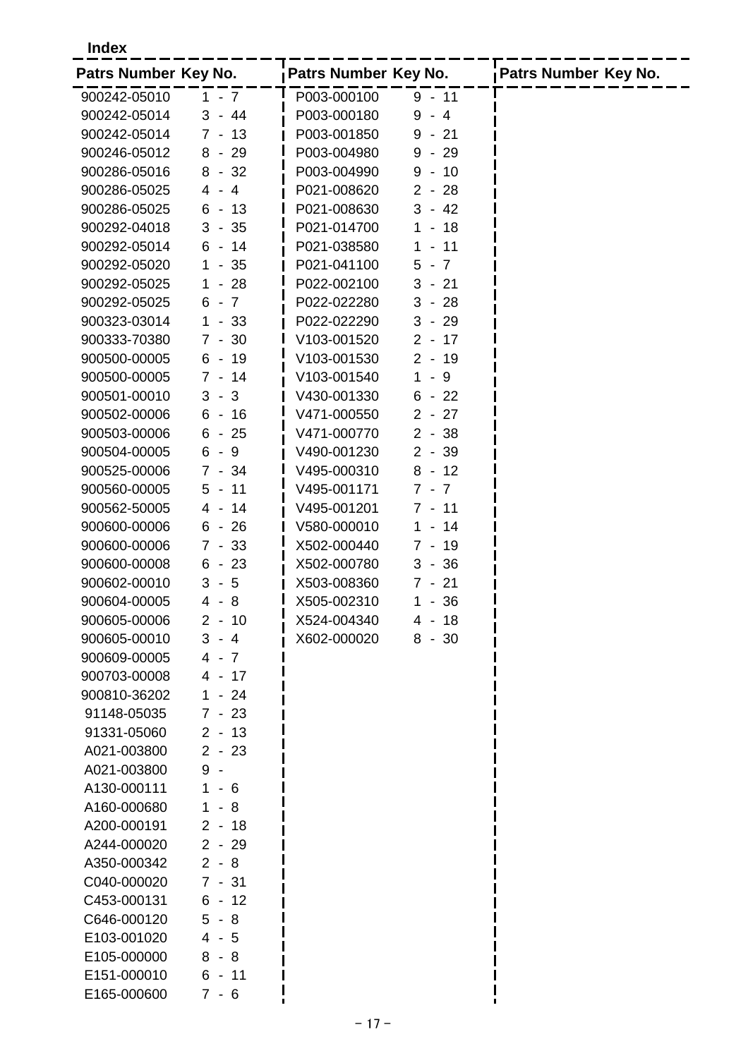**Index**

| Patrs Number | Key No. | Patrs Number | Key No. | Patrs Number | Key No. |
|---|---|---|---|---|---|
| 900242-05010 | 1 - 7 | P003-000100 | 9 - 11 | | |
| 900242-05014 | 3 - 44 | P003-000180 | 9 - 4 | | |
| 900242-05014 | 7 - 13 | P003-001850 | 9 - 21 | | |
| 900246-05012 | 8 - 29 | P003-004980 | 9 - 29 | | |
| 900286-05016 | 8 - 32 | P003-004990 | 9 - 10 | | |
| 900286-05025 | 4 - 4 | P021-008620 | 2 - 28 | | |
| 900286-05025 | 6 - 13 | P021-008630 | 3 - 42 | | |
| 900292-04018 | 3 - 35 | P021-014700 | 1 - 18 | | |
| 900292-05014 | 6 - 14 | P021-038580 | 1 - 11 | | |
| 900292-05020 | 1 - 35 | P021-041100 | 5 - 7 | | |
| 900292-05025 | 1 - 28 | P022-002100 | 3 - 21 | | |
| 900292-05025 | 6 - 7 | P022-022280 | 3 - 28 | | |
| 900323-03014 | 1 - 33 | P022-022290 | 3 - 29 | | |
| 900333-70380 | 7 - 30 | V103-001520 | 2 - 17 | | |
| 900500-00005 | 6 - 19 | V103-001530 | 2 - 19 | | |
| 900500-00005 | 7 - 14 | V103-001540 | 1 - 9 | | |
| 900501-00010 | 3 - 3 | V430-001330 | 6 - 22 | | |
| 900502-00006 | 6 - 16 | V471-000550 | 2 - 27 | | |
| 900503-00006 | 6 - 25 | V471-000770 | 2 - 38 | | |
| 900504-00005 | 6 - 9 | V490-001230 | 2 - 39 | | |
| 900525-00006 | 7 - 34 | V495-000310 | 8 - 12 | | |
| 900560-00005 | 5 - 11 | V495-001171 | 7 - 7 | | |
| 900562-50005 | 4 - 14 | V495-001201 | 7 - 11 | | |
| 900600-00006 | 6 - 26 | V580-000010 | 1 - 14 | | |
| 900600-00006 | 7 - 33 | X502-000440 | 7 - 19 | | |
| 900600-00008 | 6 - 23 | X502-000780 | 3 - 36 | | |
| 900602-00010 | 3 - 5 | X503-008360 | 7 - 21 | | |
| 900604-00005 | 4 - 8 | X505-002310 | 1 - 36 | | |
| 900605-00006 | 2 - 10 | X524-004340 | 4 - 18 | | |
| 900605-00010 | 3 - 4 | X602-000020 | 8 - 30 | | |
| 900609-00005 | 4 - 7 | | | | |
| 900703-00008 | 4 - 17 | | | | |
| 900810-36202 | 1 - 24 | | | | |
| 91148-05035 | 7 - 23 | | | | |
| 91331-05060 | 2 - 13 | | | | |
| A021-003800 | 2 - 23 | | | | |
| A021-003800 | 9 - | | | | |
| A130-000111 | 1 - 6 | | | | |
| A160-000680 | 1 - 8 | | | | |
| A200-000191 | 2 - 18 | | | | |
| A244-000020 | 2 - 29 | | | | |
| A350-000342 | 2 - 8 | | | | |
| C040-000020 | 7 - 31 | | | | |
| C453-000131 | 6 - 12 | | | | |
| C646-000120 | 5 - 8 | | | | |
| E103-001020 | 4 - 5 | | | | |
| E105-000000 | 8 - 8 | | | | |
| E151-000010 | 6 - 11 | | | | |
| E165-000600 | 7 - 6 | | | | |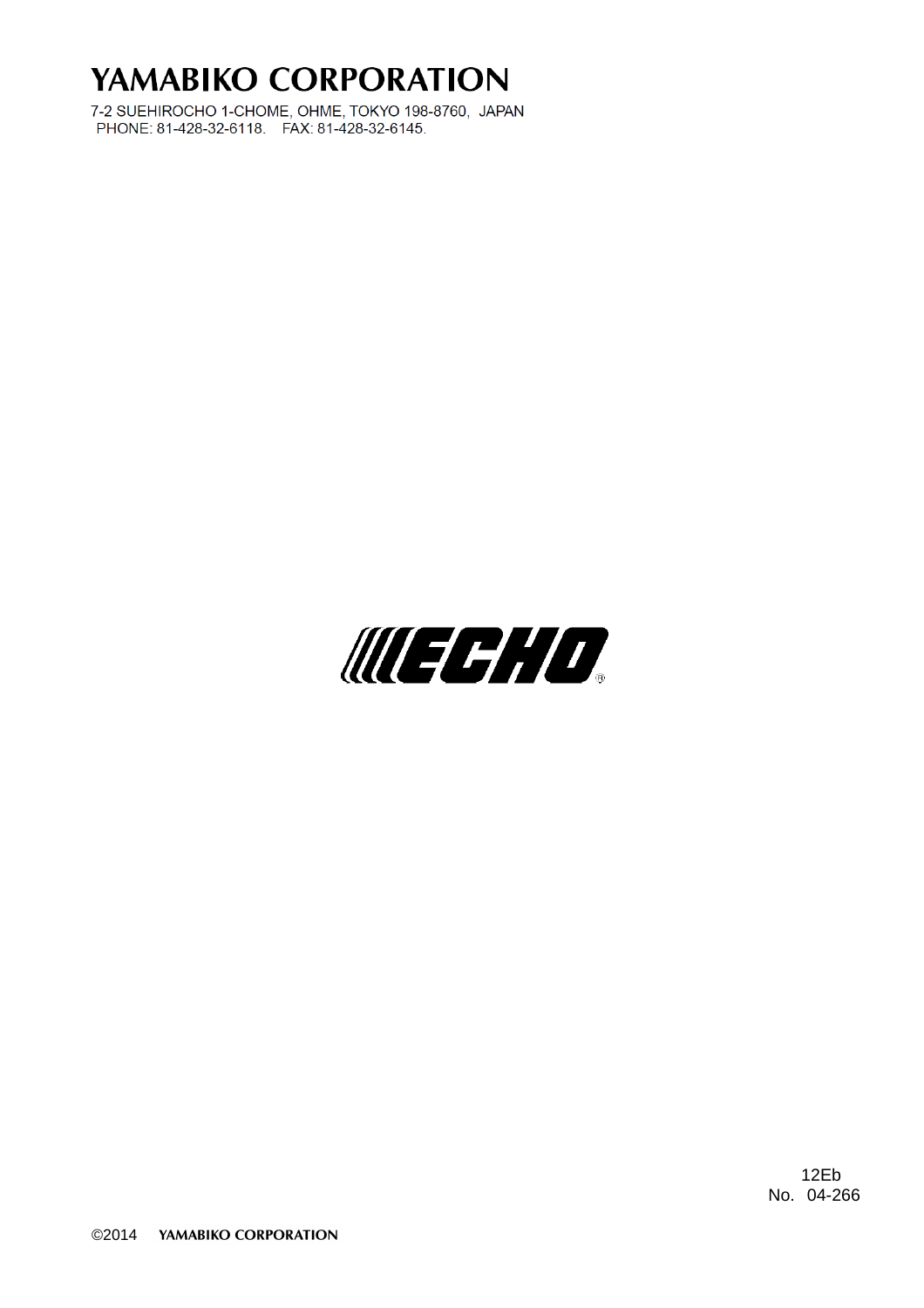# YAMABIKO CORPORATION

7-2 SUEHIROCHO 1-CHOME, OHME, TOKYO 198-8760, JAPAN
PHONE: 81-428-32-6118. FAX: 81-428-32-6145.

ECHO®

12Eb
No. 04-266

©2014 YAMABIKO CORPORATION